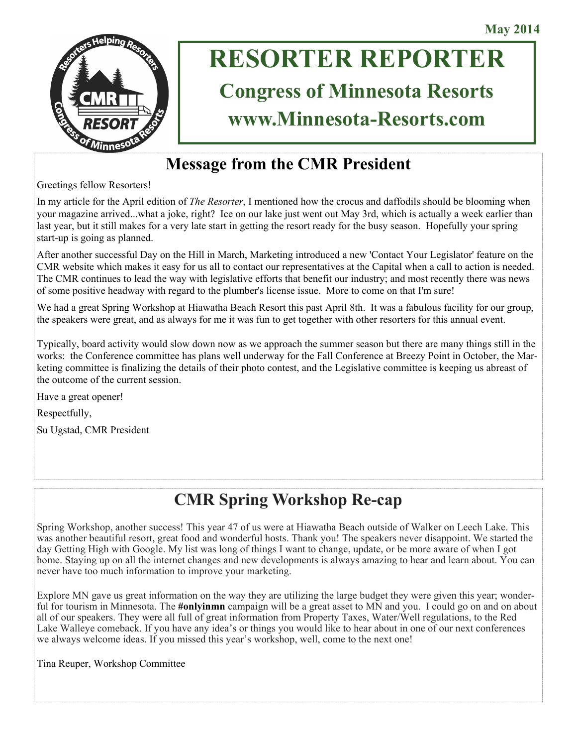May 2014

# RESORTER REPORTER

## Congress of Minnesota Resorts

## www.Minnesota-Resorts.com

## Message from the CMR President

Greetings fellow Resorters!

In my article for the April edition of *The Resorter*, I mentioned how the crocus and daffodils should be blooming when your magazine arrived...what a joke, right? Ice on our lake just went out May 3rd, which is actually a week earlier than last year, but it still makes for a very late start in getting the resort ready for the busy season. Hopefully your spring start-up is going as planned.

After another successful Day on the Hill in March, Marketing introduced a new 'Contact Your Legislator' feature on the CMR website which makes it easy for us all to contact our representatives at the Capital when a call to action is needed. The CMR continues to lead the way with legislative efforts that benefit our industry; and most recently there was news of some positive headway with regard to the plumber's license issue. More to come on that I'm sure!

We had a great Spring Workshop at Hiawatha Beach Resort this past April 8th. It was a fabulous facility for our group, the speakers were great, and as always for me it was fun to get together with other resorters for this annual event.

Typically, board activity would slow down now as we approach the summer season but there are many things still in the works: the Conference committee has plans well underway for the Fall Conference at Breezy Point in October, the Marketing committee is finalizing the details of their photo contest, and the Legislative committee is keeping us abreast of the outcome of the current session.

Have a great opener!

Respectfully,

Su Ugstad, CMR President

## CMR Spring Workshop Re-cap

Spring Workshop, another success! This year 47 of us were at Hiawatha Beach outside of Walker on Leech Lake. This was another beautiful resort, great food and wonderful hosts. Thank you! The speakers never disappoint. We started the day Getting High with Google. My list was long of things I want to change, update, or be more aware of when I got home. Staying up on all the internet changes and new developments is always amazing to hear and learn about. You can never have too much information to improve your marketing.

Explore MN gave us great information on the way they are utilizing the large budget they were given this year; wonderful for tourism in Minnesota. The **#onlyinmn** campaign will be a great asset to MN and you. I could go on and on about all of our speakers. They were all full of great information from Property Taxes, Water/Well regulations, to the Red Lake Walleye comeback. If you have any idea's or things you would like to hear about in one of our next conferences we always welcome ideas. If you missed this year's workshop, well, come to the next one!

Tina Reuper, Workshop Committee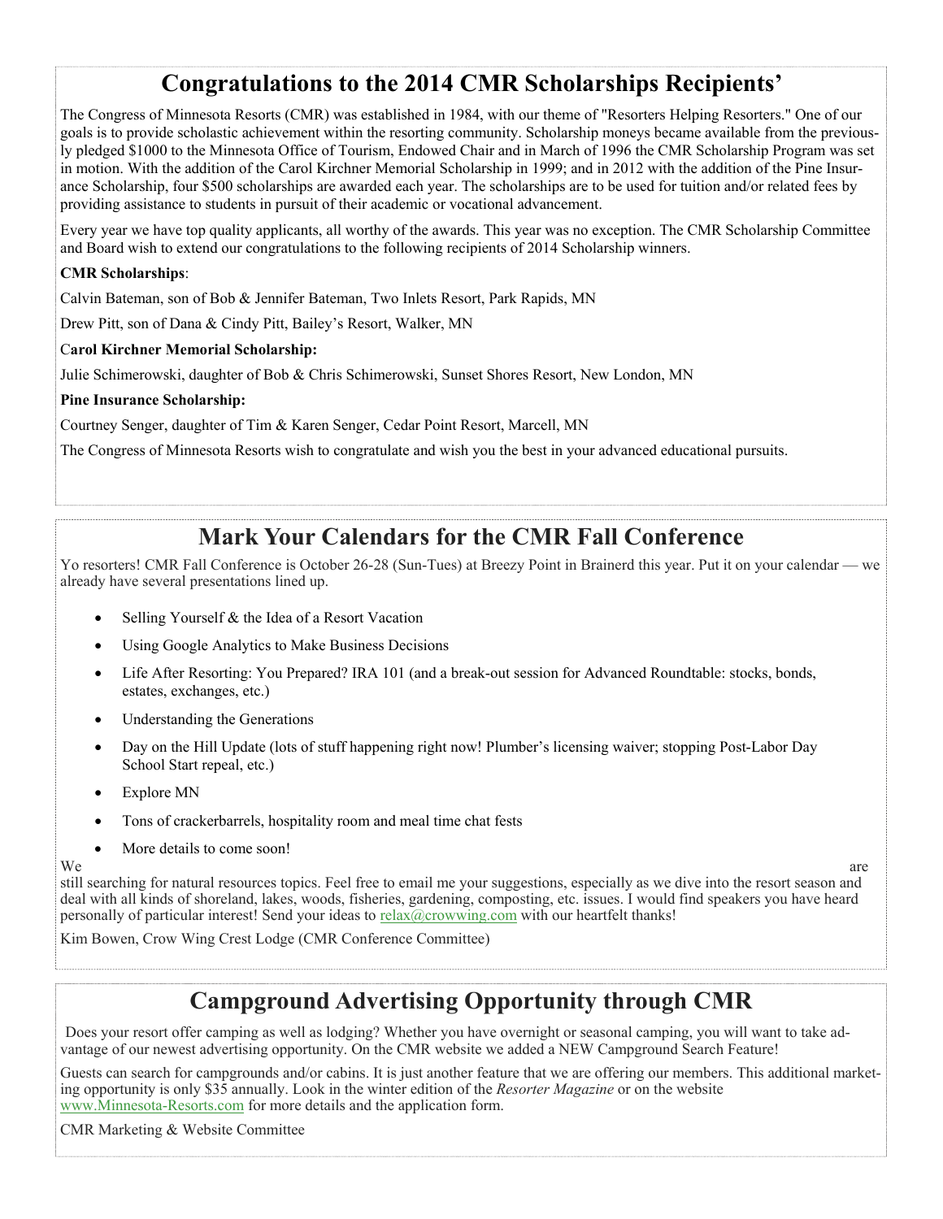## Congratulations to the 2014 CMR Scholarships Recipients'

The Congress of Minnesota Resorts (CMR) was established in 1984, with our theme of "Resorters Helping Resorters." One of our goals is to provide scholastic achievement within the resorting community. Scholarship moneys became available from the previously pledged $1000 to the Minnesota Office of Tourism, Endowed Chair and in March of 1996 the CMR Scholarship Program was set in motion. With the addition of the Carol Kirchner Memorial Scholarship in 1999; and in 2012 with the addition of the Pine Insurance Scholarship, four $500 scholarships are awarded each year. The scholarships are to be used for tuition and/or related fees by providing assistance to students in pursuit of their academic or vocational advancement.

Every year we have top quality applicants, all worthy of the awards. This year was no exception. The CMR Scholarship Committee and Board wish to extend our congratulations to the following recipients of 2014 Scholarship winners.

**CMR Scholarships**:

Calvin Bateman, son of Bob & Jennifer Bateman, Two Inlets Resort, Park Rapids, MN

Drew Pitt, son of Dana & Cindy Pitt, Bailey's Resort, Walker, MN

**Carol Kirchner Memorial Scholarship:**

Julie Schimerowski, daughter of Bob & Chris Schimerowski, Sunset Shores Resort, New London, MN

**Pine Insurance Scholarship:**

Courtney Senger, daughter of Tim & Karen Senger, Cedar Point Resort, Marcell, MN

The Congress of Minnesota Resorts wish to congratulate and wish you the best in your advanced educational pursuits.

## Mark Your Calendars for the CMR Fall Conference

Yo resorters! CMR Fall Conference is October 26-28 (Sun-Tues) at Breezy Point in Brainerd this year. Put it on your calendar — we already have several presentations lined up.

- Selling Yourself & the Idea of a Resort Vacation
- Using Google Analytics to Make Business Decisions
- Life After Resorting: You Prepared? IRA 101 (and a break-out session for Advanced Roundtable: stocks, bonds, estates, exchanges, etc.)
- Understanding the Generations
- Day on the Hill Update (lots of stuff happening right now! Plumber's licensing waiver; stopping Post-Labor Day School Start repeal, etc.)
- Explore MN
- Tons of crackerbarrels, hospitality room and meal time chat fests
- More details to come soon!

We are still searching for natural resources topics. Feel free to email me your suggestions, especially as we dive into the resort season and deal with all kinds of shoreland, lakes, woods, fisheries, gardening, composting, etc. issues. I would find speakers you have heard personally of particular interest! Send your ideas to relax@crowwing.com with our heartfelt thanks!

Kim Bowen, Crow Wing Crest Lodge (CMR Conference Committee)

## Campground Advertising Opportunity through CMR

Does your resort offer camping as well as lodging? Whether you have overnight or seasonal camping, you will want to take advantage of our newest advertising opportunity. On the CMR website we added a NEW Campground Search Feature!

Guests can search for campgrounds and/or cabins. It is just another feature that we are offering our members. This additional marketing opportunity is only $35 annually. Look in the winter edition of the *Resorter Magazine* or on the website www.Minnesota-Resorts.com for more details and the application form.

CMR Marketing & Website Committee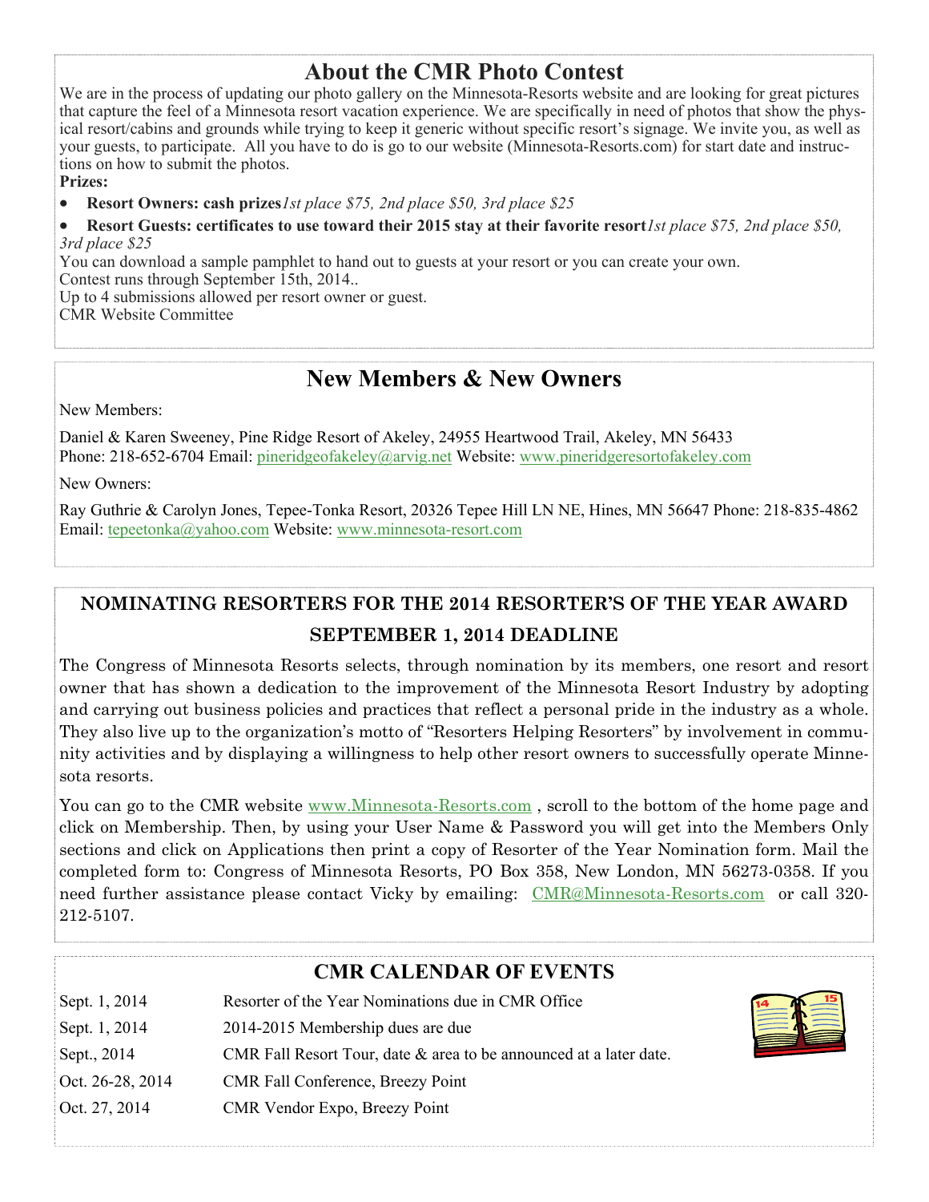## About the CMR Photo Contest

We are in the process of updating our photo gallery on the Minnesota-Resorts website and are looking for great pictures that capture the feel of a Minnesota resort vacation experience. We are specifically in need of photos that show the physical resort/cabins and grounds while trying to keep it generic without specific resort's signage. We invite you, as well as your guests, to participate. All you have to do is go to our website (Minnesota-Resorts.com) for start date and instructions on how to submit the photos.

**Prizes:**

- **Resort Owners: cash prizes** *1st place $75, 2nd place $50, 3rd place $25*
- **Resort Guests: certificates to use toward their 2015 stay at their favorite resort** *1st place $75, 2nd place $50, 3rd place $25*

You can download a sample pamphlet to hand out to guests at your resort or you can create your own.
Contest runs through September 15th, 2014..
Up to 4 submissions allowed per resort owner or guest.
CMR Website Committee

## New Members & New Owners

New Members:

Daniel & Karen Sweeney, Pine Ridge Resort of Akeley, 24955 Heartwood Trail, Akeley, MN 56433
Phone: 218-652-6704 Email: pineridgeofakeley@arvig.net Website: www.pineridgeresortofakeley.com

New Owners:

Ray Guthrie & Carolyn Jones, Tepee-Tonka Resort, 20326 Tepee Hill LN NE, Hines, MN 56647 Phone: 218-835-4862
Email: tepeetonka@yahoo.com Website: www.minnesota-resort.com

### NOMINATING RESORTERS FOR THE 2014 RESORTER'S OF THE YEAR AWARD
### SEPTEMBER 1, 2014 DEADLINE

The Congress of Minnesota Resorts selects, through nomination by its members, one resort and resort owner that has shown a dedication to the improvement of the Minnesota Resort Industry by adopting and carrying out business policies and practices that reflect a personal pride in the industry as a whole. They also live up to the organization's motto of "Resorters Helping Resorters" by involvement in community activities and by displaying a willingness to help other resort owners to successfully operate Minnesota resorts.

You can go to the CMR website www.Minnesota-Resorts.com , scroll to the bottom of the home page and click on Membership. Then, by using your User Name & Password you will get into the Members Only sections and click on Applications then print a copy of Resorter of the Year Nomination form. Mail the completed form to: Congress of Minnesota Resorts, PO Box 358, New London, MN 56273-0358. If you need further assistance please contact Vicky by emailing: CMR@Minnesota-Resorts.com or call 320-212-5107.

## CMR CALENDAR OF EVENTS

| | |
|---|---|
| Sept. 1, 2014 | Resorter of the Year Nominations due in CMR Office |
| Sept. 1, 2014 | 2014-2015 Membership dues are due |
| Sept., 2014 | CMR Fall Resort Tour, date & area to be announced at a later date. |
| Oct. 26-28, 2014 | CMR Fall Conference, Breezy Point |
| Oct. 27, 2014 | CMR Vendor Expo, Breezy Point |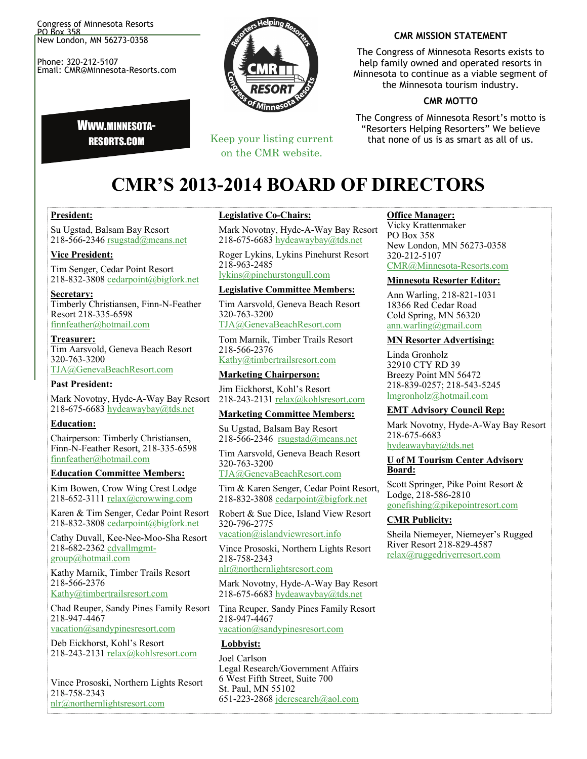Congress of Minnesota Resorts
PO Box 358
New London, MN 56273-0358

Phone: 320-212-5107
Email: CMR@Minnesota-Resorts.com

**WWW.MINNESOTA-RESORTS.COM**

Keep your listing current on the CMR website.

**CMR MISSION STATEMENT**

The Congress of Minnesota Resorts exists to help family owned and operated resorts in Minnesota to continue as a viable segment of the Minnesota tourism industry.

**CMR MOTTO**

The Congress of Minnesota Resort's motto is "Resorters Helping Resorters" We believe that none of us is as smart as all of us.

# CMR'S 2013-2014 BOARD OF DIRECTORS

**President:**

Su Ugstad, Balsam Bay Resort
218-566-2346 rsugstad@means.net

**Vice President:**

Tim Senger, Cedar Point Resort
218-832-3808 cedarpoint@bigfork.net

**Secretary:**
Timberly Christiansen, Finn-N-Feather Resort 218-335-6598
finnfeather@hotmail.com

**Treasurer:**
Tim Aarsvold, Geneva Beach Resort
320-763-3200
TJA@GenevaBeachResort.com

**Past President:**

Mark Novotny, Hyde-A-Way Bay Resort
218-675-6683 hydeawaybay@tds.net

**Education:**

Chairperson: Timberly Christiansen, Finn-N-Feather Resort, 218-335-6598
finnfeather@hotmail.com

**Education Committee Members:**

Kim Bowen, Crow Wing Crest Lodge
218-652-3111 relax@crowwing.com

Karen & Tim Senger, Cedar Point Resort
218-832-3808 cedarpoint@bigfork.net

Cathy Duvall, Kee-Nee-Moo-Sha Resort
218-682-2362 cdvallmgmt-group@hotmail.com

Kathy Marnik, Timber Trails Resort
218-566-2376
Kathy@timbertrailsresort.com

Chad Reuper, Sandy Pines Family Resort
218-947-4467
vacation@sandypinesresort.com

Deb Eickhorst, Kohl's Resort
218-243-2131 relax@kohlsresort.com

Vince Prososki, Northern Lights Resort
218-758-2343
nlr@northernlightsresort.com

**Legislative Co-Chairs:**

Mark Novotny, Hyde-A-Way Bay Resort
218-675-6683 hydeawaybay@tds.net

Roger Lykins, Lykins Pinehurst Resort
218-963-2485
lykins@pinehurstongull.com

**Legislative Committee Members:**

Tim Aarsvold, Geneva Beach Resort
320-763-3200
TJA@GenevaBeachResort.com

Tom Marnik, Timber Trails Resort
218-566-2376
Kathy@timbertrailsresort.com

**Marketing Chairperson:**

Jim Eickhorst, Kohl's Resort
218-243-2131 relax@kohlsresort.com

**Marketing Committee Members:**

Su Ugstad, Balsam Bay Resort
218-566-2346 rsugstad@means.net

Tim Aarsvold, Geneva Beach Resort
320-763-3200
TJA@GenevaBeachResort.com

Tim & Karen Senger, Cedar Point Resort,
218-832-3808 cedarpoint@bigfork.net

Robert & Sue Dice, Island View Resort
320-796-2775
vacation@islandviewresort.info

Vince Prososki, Northern Lights Resort
218-758-2343
nlr@northernlightsresort.com

Mark Novotny, Hyde-A-Way Bay Resort
218-675-6683 hydeawaybay@tds.net

Tina Reuper, Sandy Pines Family Resort
218-947-4467
vacation@sandypinesresort.com

**Lobbyist:**

Joel Carlson
Legal Research/Government Affairs
6 West Fifth Street, Suite 700
St. Paul, MN 55102
651-223-2868 jdcresearch@aol.com

**Office Manager:**
Vicky Krattenmaker
PO Box 358
New London, MN 56273-0358
320-212-5107
CMR@Minnesota-Resorts.com

**Minnesota Resorter Editor:**

Ann Warling, 218-821-1031
18366 Red Cedar Road
Cold Spring, MN 56320
ann.warling@gmail.com

**MN Resorter Advertising:**

Linda Gronholz
32910 CTY RD 39
Breezy Point MN 56472
218-839-0257; 218-543-5245
lmgronholz@hotmail.com

**EMT Advisory Council Rep:**

Mark Novotny, Hyde-A-Way Bay Resort
218-675-6683
hydeawaybay@tds.net

**U of M Tourism Center Advisory Board:**

Scott Springer, Pike Point Resort & Lodge, 218-586-2810
gonefishing@pikepointresort.com

**CMR Publicity:**

Sheila Niemeyer, Niemeyer's Rugged River Resort 218-829-4587
relax@ruggedriverresort.com